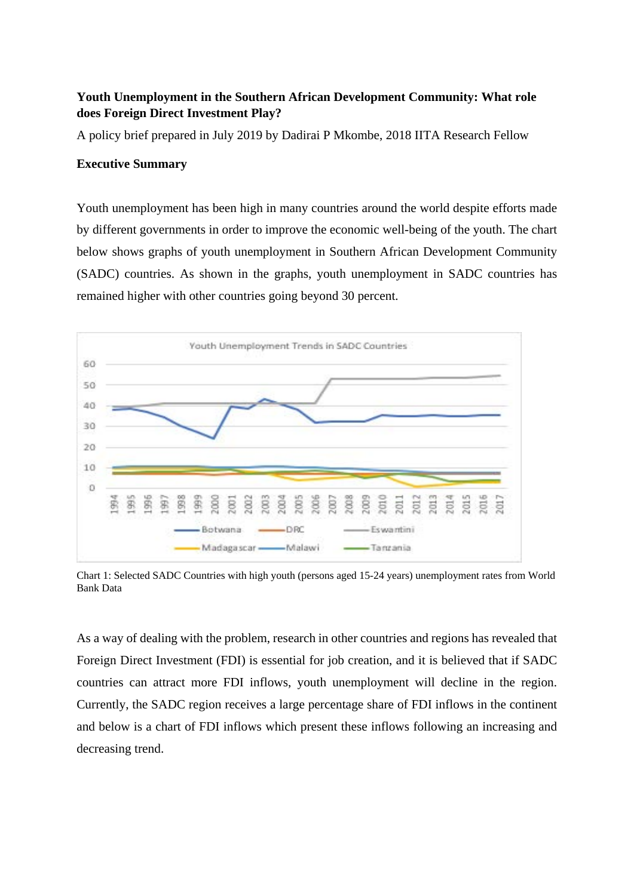**Youth Unemployment in the Southern African Development Community: What role does Foreign Direct Investment Play?**

A policy brief prepared in July 2019 by Dadirai P Mkombe, 2018 IITA Research Fellow

**Executive Summary**

Youth unemployment has been high in many countries around the world despite efforts made by different governments in order to improve the economic well-being of the youth. The chart below shows graphs of youth unemployment in Southern African Development Community (SADC) countries. As shown in the graphs, youth unemployment in SADC countries has remained higher with other countries going beyond 30 percent.

Chart 1: Selected SADC Countries with high youth (persons aged 15-24 years) unemployment rates from World Bank Data

As a way of dealing with the problem, research in other countries and regions has revealed that Foreign Direct Investment (FDI) is essential for job creation, and it is believed that if SADC countries can attract more FDI inflows, youth unemployment will decline in the region. Currently, the SADC region receives a large percentage share of FDI inflows in the continent and below is a chart of FDI inflows which present these inflows following an increasing and decreasing trend.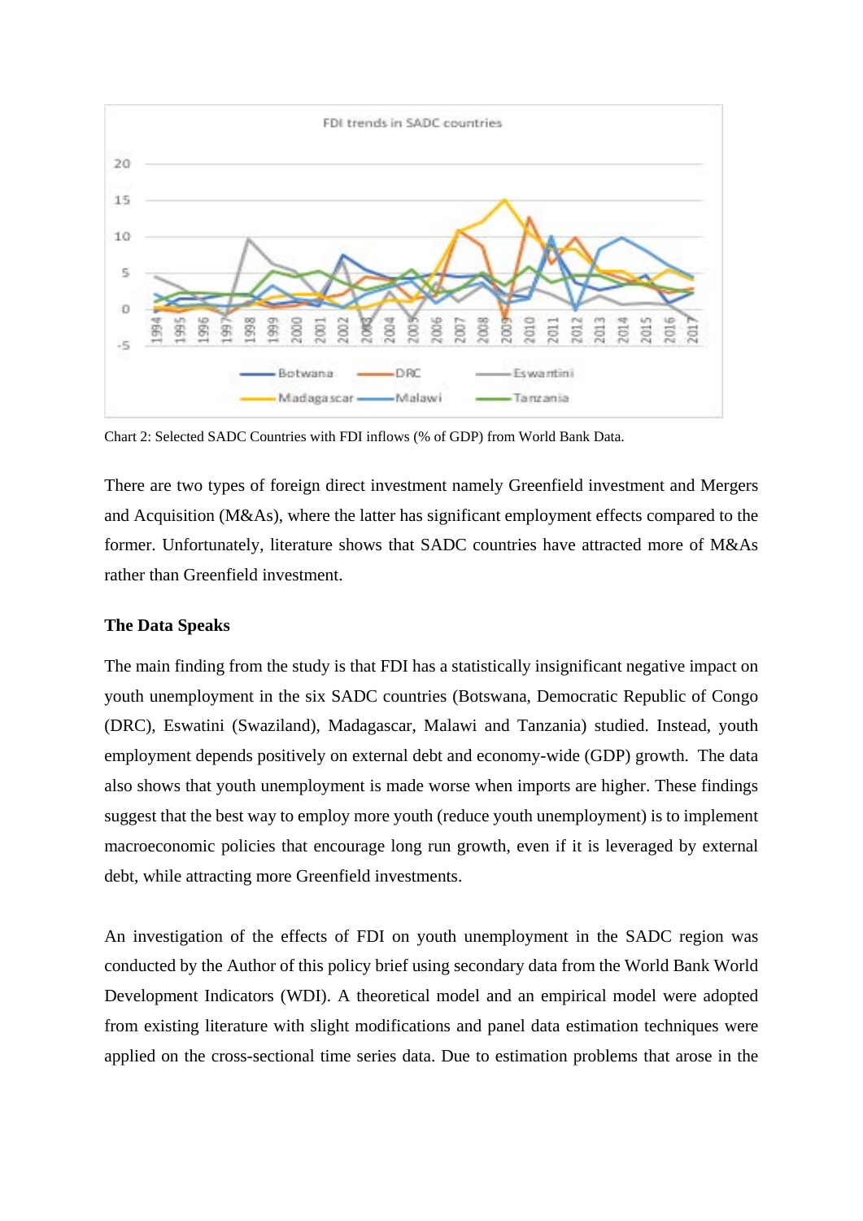Chart 2: Selected SADC Countries with FDI inflows (% of GDP) from World Bank Data.

There are two types of foreign direct investment namely Greenfield investment and Mergers and Acquisition (M&As), where the latter has significant employment effects compared to the former. Unfortunately, literature shows that SADC countries have attracted more of M&As rather than Greenfield investment.

**The Data Speaks**

The main finding from the study is that FDI has a statistically insignificant negative impact on youth unemployment in the six SADC countries (Botswana, Democratic Republic of Congo (DRC), Eswatini (Swaziland), Madagascar, Malawi and Tanzania) studied. Instead, youth employment depends positively on external debt and economy-wide (GDP) growth. The data also shows that youth unemployment is made worse when imports are higher. These findings suggest that the best way to employ more youth (reduce youth unemployment) is to implement macroeconomic policies that encourage long run growth, even if it is leveraged by external debt, while attracting more Greenfield investments.

An investigation of the effects of FDI on youth unemployment in the SADC region was conducted by the Author of this policy brief using secondary data from the World Bank World Development Indicators (WDI). A theoretical model and an empirical model were adopted from existing literature with slight modifications and panel data estimation techniques were applied on the cross-sectional time series data. Due to estimation problems that arose in the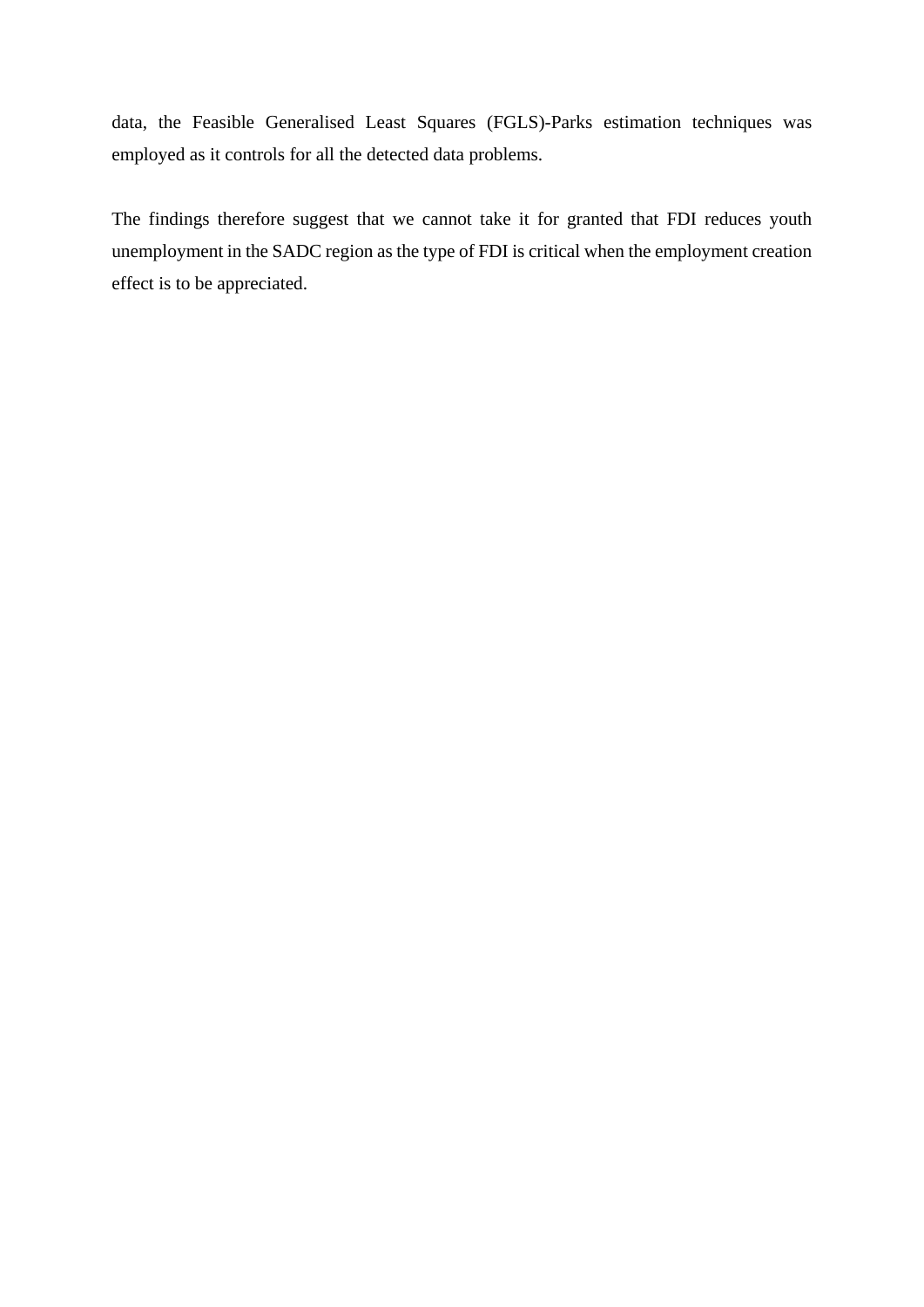data, the Feasible Generalised Least Squares (FGLS)-Parks estimation techniques was employed as it controls for all the detected data problems.

The findings therefore suggest that we cannot take it for granted that FDI reduces youth unemployment in the SADC region as the type of FDI is critical when the employment creation effect is to be appreciated.